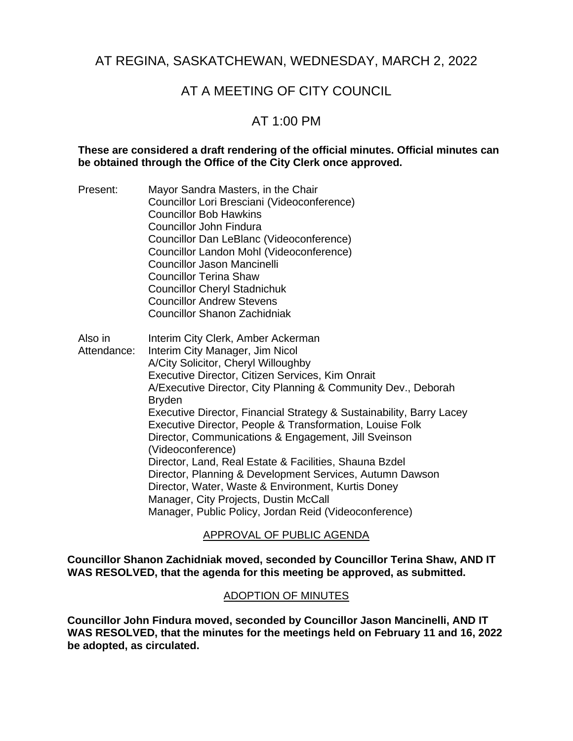# AT REGINA, SASKATCHEWAN, WEDNESDAY, MARCH 2, 2022

# AT A MEETING OF CITY COUNCIL

# AT 1:00 PM

**These are considered a draft rendering of the official minutes. Official minutes can be obtained through the Office of the City Clerk once approved.**

| | |
|---|---|
| Present: | Mayor Sandra Masters, in the Chair<br>Councillor Lori Bresciani (Videoconference)<br>Councillor Bob Hawkins<br>Councillor John Findura<br>Councillor Dan LeBlanc (Videoconference)<br>Councillor Landon Mohl (Videoconference)<br>Councillor Jason Mancinelli<br>Councillor Terina Shaw<br>Councillor Cheryl Stadnichuk<br>Councillor Andrew Stevens<br>Councillor Shanon Zachidniak |
| Also in Attendance: | Interim City Clerk, Amber Ackerman<br>Interim City Manager, Jim Nicol<br>A/City Solicitor, Cheryl Willoughby<br>Executive Director, Citizen Services, Kim Onrait<br>A/Executive Director, City Planning & Community Dev., Deborah Bryden<br>Executive Director, Financial Strategy & Sustainability, Barry Lacey<br>Executive Director, People & Transformation, Louise Folk<br>Director, Communications & Engagement, Jill Sveinson (Videoconference)<br>Director, Land, Real Estate & Facilities, Shauna Bzdel<br>Director, Planning & Development Services, Autumn Dawson<br>Director, Water, Waste & Environment, Kurtis Doney<br>Manager, City Projects, Dustin McCall<br>Manager, Public Policy, Jordan Reid (Videoconference) |

## APPROVAL OF PUBLIC AGENDA

**Councillor Shanon Zachidniak moved, seconded by Councillor Terina Shaw, AND IT WAS RESOLVED, that the agenda for this meeting be approved, as submitted.**

## ADOPTION OF MINUTES

**Councillor John Findura moved, seconded by Councillor Jason Mancinelli, AND IT WAS RESOLVED, that the minutes for the meetings held on February 11 and 16, 2022 be adopted, as circulated.**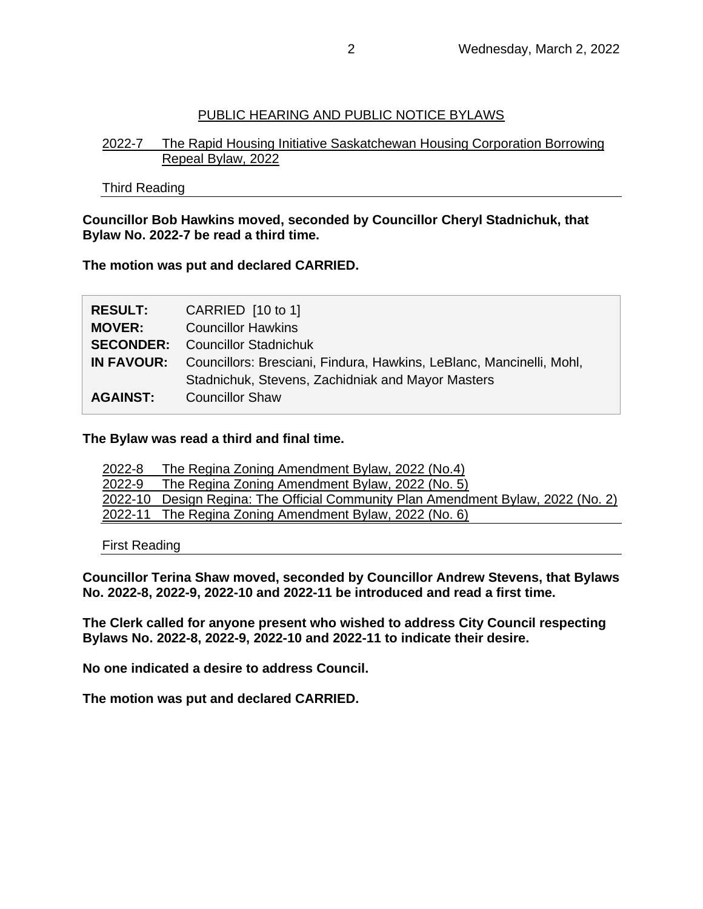## PUBLIC HEARING AND PUBLIC NOTICE BYLAWS

### 2022-7 The Rapid Housing Initiative Saskatchewan Housing Corporation Borrowing Repeal Bylaw, 2022

Third Reading

**Councillor Bob Hawkins moved, seconded by Councillor Cheryl Stadnichuk, that Bylaw No. 2022-7 be read a third time.**

**The motion was put and declared CARRIED.**

| | |
|---|---|
| **RESULT:** | CARRIED [10 to 1] |
| **MOVER:** | Councillor Hawkins |
| **SECONDER:** | Councillor Stadnichuk |
| **IN FAVOUR:** | Councillors: Bresciani, Findura, Hawkins, LeBlanc, Mancinelli, Mohl, Stadnichuk, Stevens, Zachidniak and Mayor Masters |
| **AGAINST:** | Councillor Shaw |

**The Bylaw was read a third and final time.**

### 2022-8 The Regina Zoning Amendment Bylaw, 2022 (No.4)
### 2022-9 The Regina Zoning Amendment Bylaw, 2022 (No. 5)
### 2022-10 Design Regina: The Official Community Plan Amendment Bylaw, 2022 (No. 2)
### 2022-11 The Regina Zoning Amendment Bylaw, 2022 (No. 6)

First Reading

**Councillor Terina Shaw moved, seconded by Councillor Andrew Stevens, that Bylaws No. 2022-8, 2022-9, 2022-10 and 2022-11 be introduced and read a first time.**

**The Clerk called for anyone present who wished to address City Council respecting Bylaws No. 2022-8, 2022-9, 2022-10 and 2022-11 to indicate their desire.**

**No one indicated a desire to address Council.**

**The motion was put and declared CARRIED.**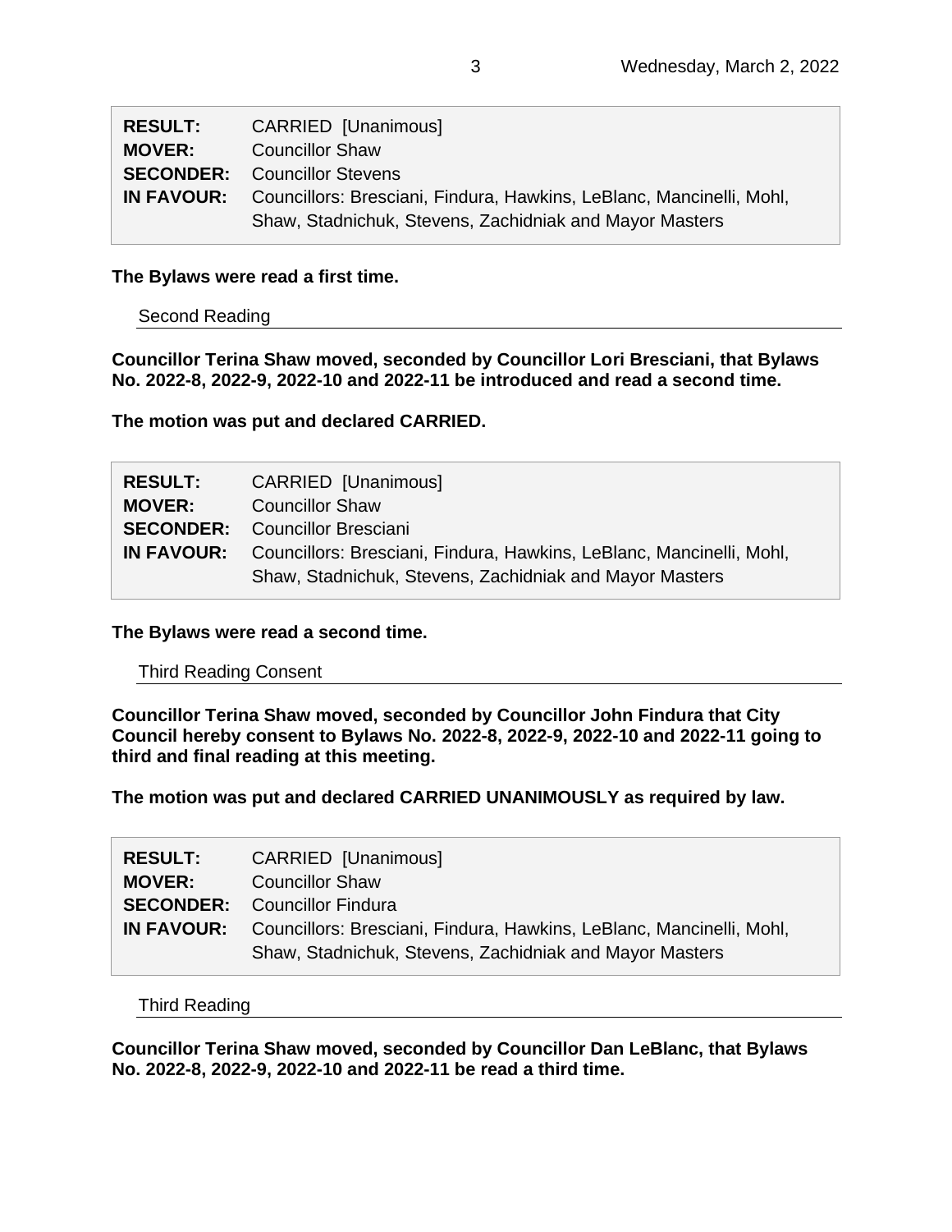| | |
|---|---|
| **RESULT:** | CARRIED [Unanimous] |
| **MOVER:** | Councillor Shaw |
| **SECONDER:** | Councillor Stevens |
| **IN FAVOUR:** | Councillors: Bresciani, Findura, Hawkins, LeBlanc, Mancinelli, Mohl, Shaw, Stadnichuk, Stevens, Zachidniak and Mayor Masters |

**The Bylaws were read a first time.**

### Second Reading

**Councillor Terina Shaw moved, seconded by Councillor Lori Bresciani, that Bylaws No. 2022-8, 2022-9, 2022-10 and 2022-11 be introduced and read a second time.**

**The motion was put and declared CARRIED.**

| | |
|---|---|
| **RESULT:** | CARRIED [Unanimous] |
| **MOVER:** | Councillor Shaw |
| **SECONDER:** | Councillor Bresciani |
| **IN FAVOUR:** | Councillors: Bresciani, Findura, Hawkins, LeBlanc, Mancinelli, Mohl, Shaw, Stadnichuk, Stevens, Zachidniak and Mayor Masters |

**The Bylaws were read a second time.**

### Third Reading Consent

**Councillor Terina Shaw moved, seconded by Councillor John Findura that City Council hereby consent to Bylaws No. 2022-8, 2022-9, 2022-10 and 2022-11 going to third and final reading at this meeting.**

**The motion was put and declared CARRIED UNANIMOUSLY as required by law.**

| | |
|---|---|
| **RESULT:** | CARRIED [Unanimous] |
| **MOVER:** | Councillor Shaw |
| **SECONDER:** | Councillor Findura |
| **IN FAVOUR:** | Councillors: Bresciani, Findura, Hawkins, LeBlanc, Mancinelli, Mohl, Shaw, Stadnichuk, Stevens, Zachidniak and Mayor Masters |

### Third Reading

**Councillor Terina Shaw moved, seconded by Councillor Dan LeBlanc, that Bylaws No. 2022-8, 2022-9, 2022-10 and 2022-11 be read a third time.**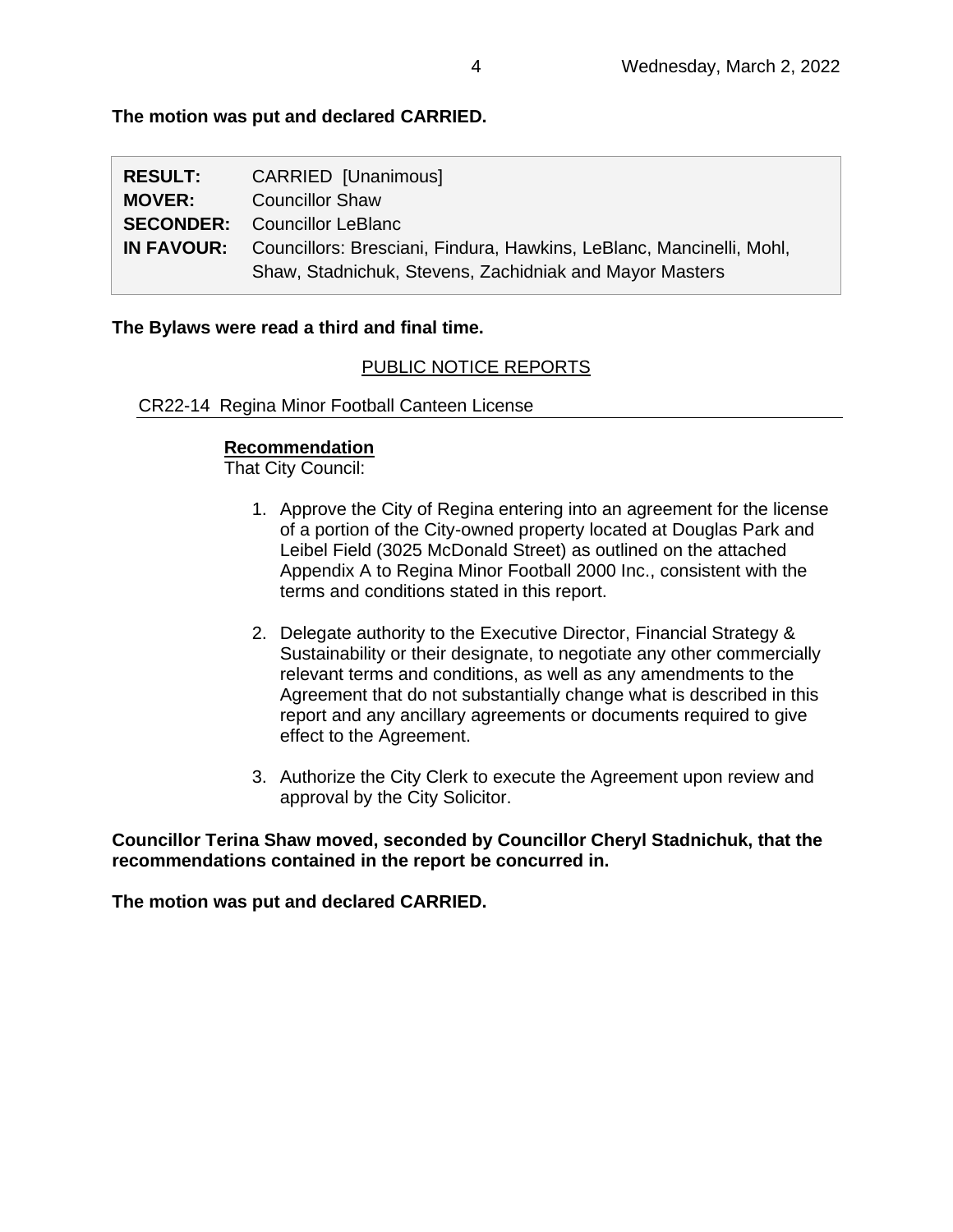**The motion was put and declared CARRIED.**

| | |
|---|---|
| **RESULT:** | CARRIED [Unanimous] |
| **MOVER:** | Councillor Shaw |
| **SECONDER:** | Councillor LeBlanc |
| **IN FAVOUR:** | Councillors: Bresciani, Findura, Hawkins, LeBlanc, Mancinelli, Mohl, Shaw, Stadnichuk, Stevens, Zachidniak and Mayor Masters |

**The Bylaws were read a third and final time.**

## PUBLIC NOTICE REPORTS

### CR22-14 Regina Minor Football Canteen License

**Recommendation**

That City Council:

1. Approve the City of Regina entering into an agreement for the license of a portion of the City-owned property located at Douglas Park and Leibel Field (3025 McDonald Street) as outlined on the attached Appendix A to Regina Minor Football 2000 Inc., consistent with the terms and conditions stated in this report.

2. Delegate authority to the Executive Director, Financial Strategy & Sustainability or their designate, to negotiate any other commercially relevant terms and conditions, as well as any amendments to the Agreement that do not substantially change what is described in this report and any ancillary agreements or documents required to give effect to the Agreement.

3. Authorize the City Clerk to execute the Agreement upon review and approval by the City Solicitor.

**Councillor Terina Shaw moved, seconded by Councillor Cheryl Stadnichuk, that the recommendations contained in the report be concurred in.**

**The motion was put and declared CARRIED.**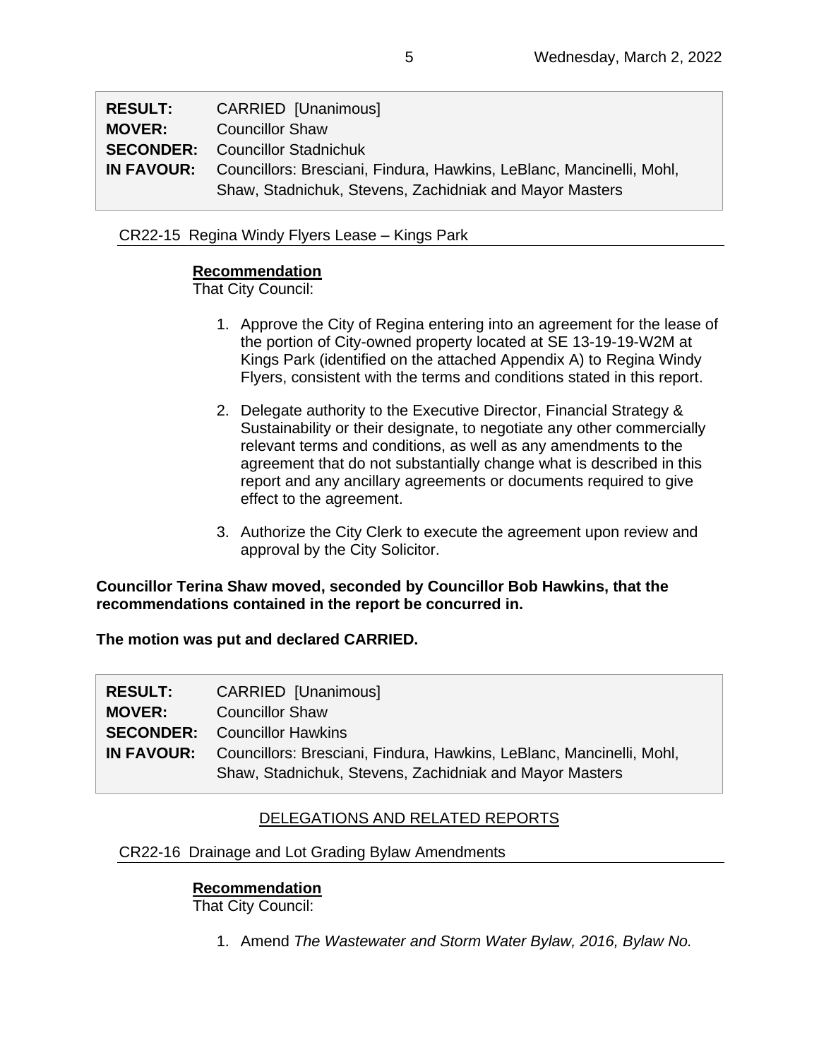| | |
|---|---|
| **RESULT:** | CARRIED [Unanimous] |
| **MOVER:** | Councillor Shaw |
| **SECONDER:** | Councillor Stadnichuk |
| **IN FAVOUR:** | Councillors: Bresciani, Findura, Hawkins, LeBlanc, Mancinelli, Mohl, Shaw, Stadnichuk, Stevens, Zachidniak and Mayor Masters |

CR22-15 Regina Windy Flyers Lease – Kings Park

**Recommendation**

That City Council:

1. Approve the City of Regina entering into an agreement for the lease of the portion of City-owned property located at SE 13-19-19-W2M at Kings Park (identified on the attached Appendix A) to Regina Windy Flyers, consistent with the terms and conditions stated in this report.

2. Delegate authority to the Executive Director, Financial Strategy & Sustainability or their designate, to negotiate any other commercially relevant terms and conditions, as well as any amendments to the agreement that do not substantially change what is described in this report and any ancillary agreements or documents required to give effect to the agreement.

3. Authorize the City Clerk to execute the agreement upon review and approval by the City Solicitor.

**Councillor Terina Shaw moved, seconded by Councillor Bob Hawkins, that the recommendations contained in the report be concurred in.**

**The motion was put and declared CARRIED.**

| | |
|---|---|
| **RESULT:** | CARRIED [Unanimous] |
| **MOVER:** | Councillor Shaw |
| **SECONDER:** | Councillor Hawkins |
| **IN FAVOUR:** | Councillors: Bresciani, Findura, Hawkins, LeBlanc, Mancinelli, Mohl, Shaw, Stadnichuk, Stevens, Zachidniak and Mayor Masters |

## DELEGATIONS AND RELATED REPORTS

CR22-16 Drainage and Lot Grading Bylaw Amendments

**Recommendation**

That City Council:

1. Amend *The Wastewater and Storm Water Bylaw, 2016, Bylaw No.*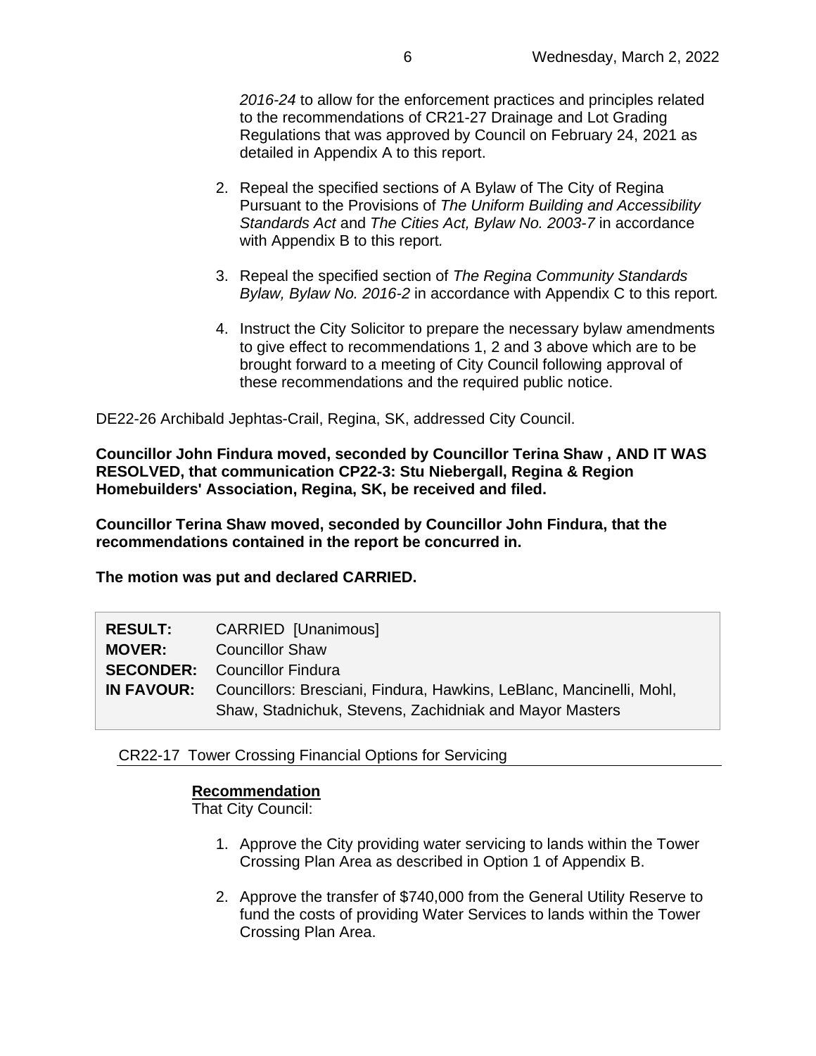*2016-24* to allow for the enforcement practices and principles related to the recommendations of CR21-27 Drainage and Lot Grading Regulations that was approved by Council on February 24, 2021 as detailed in Appendix A to this report.

2. Repeal the specified sections of A Bylaw of The City of Regina Pursuant to the Provisions of *The Uniform Building and Accessibility Standards Act* and *The Cities Act, Bylaw No. 2003-7* in accordance with Appendix B to this report.

3. Repeal the specified section of *The Regina Community Standards Bylaw, Bylaw No. 2016-2* in accordance with Appendix C to this report.

4. Instruct the City Solicitor to prepare the necessary bylaw amendments to give effect to recommendations 1, 2 and 3 above which are to be brought forward to a meeting of City Council following approval of these recommendations and the required public notice.

DE22-26 Archibald Jephtas-Crail, Regina, SK, addressed City Council.

**Councillor John Findura moved, seconded by Councillor Terina Shaw , AND IT WAS RESOLVED, that communication CP22-3: Stu Niebergall, Regina & Region Homebuilders' Association, Regina, SK, be received and filed.**

**Councillor Terina Shaw moved, seconded by Councillor John Findura, that the recommendations contained in the report be concurred in.**

**The motion was put and declared CARRIED.**

| | |
|---|---|
| **RESULT:** | CARRIED [Unanimous] |
| **MOVER:** | Councillor Shaw |
| **SECONDER:** | Councillor Findura |
| **IN FAVOUR:** | Councillors: Bresciani, Findura, Hawkins, LeBlanc, Mancinelli, Mohl, Shaw, Stadnichuk, Stevens, Zachidniak and Mayor Masters |

CR22-17 Tower Crossing Financial Options for Servicing

**Recommendation**

That City Council:

1. Approve the City providing water servicing to lands within the Tower Crossing Plan Area as described in Option 1 of Appendix B.

2. Approve the transfer of $740,000 from the General Utility Reserve to fund the costs of providing Water Services to lands within the Tower Crossing Plan Area.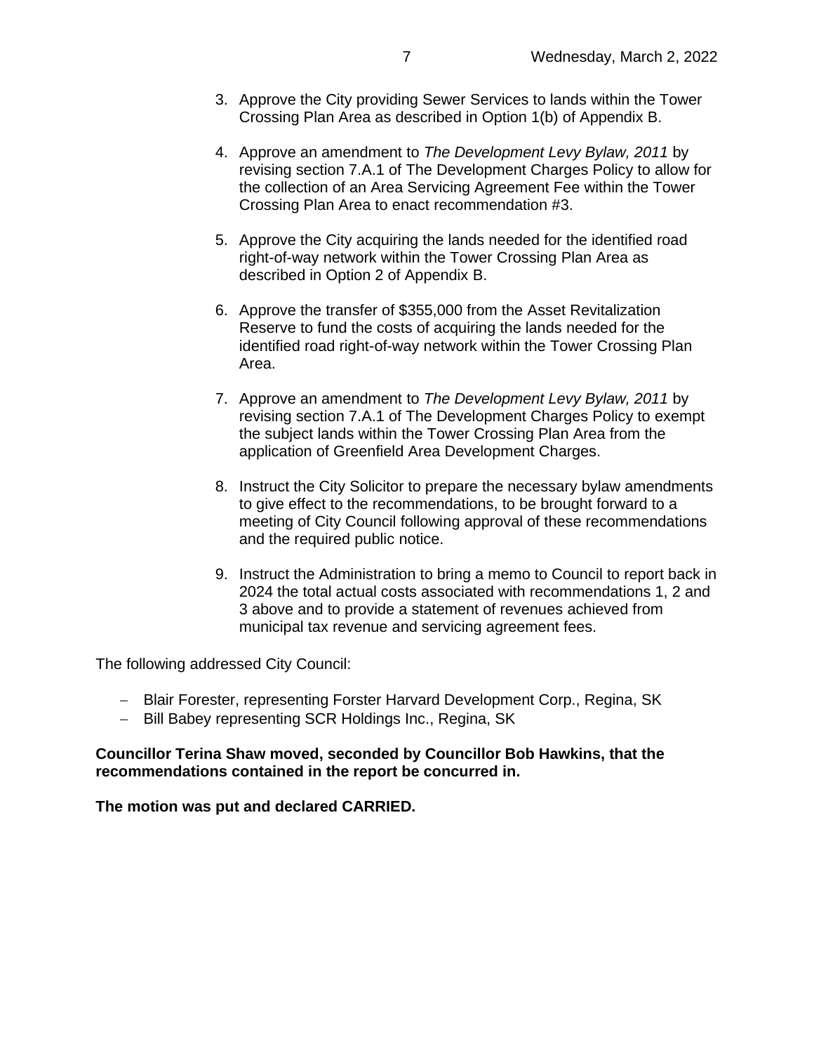3. Approve the City providing Sewer Services to lands within the Tower Crossing Plan Area as described in Option 1(b) of Appendix B.

4. Approve an amendment to *The Development Levy Bylaw, 2011* by revising section 7.A.1 of The Development Charges Policy to allow for the collection of an Area Servicing Agreement Fee within the Tower Crossing Plan Area to enact recommendation #3.

5. Approve the City acquiring the lands needed for the identified road right-of-way network within the Tower Crossing Plan Area as described in Option 2 of Appendix B.

6. Approve the transfer of $355,000 from the Asset Revitalization Reserve to fund the costs of acquiring the lands needed for the identified road right-of-way network within the Tower Crossing Plan Area.

7. Approve an amendment to *The Development Levy Bylaw, 2011* by revising section 7.A.1 of The Development Charges Policy to exempt the subject lands within the Tower Crossing Plan Area from the application of Greenfield Area Development Charges.

8. Instruct the City Solicitor to prepare the necessary bylaw amendments to give effect to the recommendations, to be brought forward to a meeting of City Council following approval of these recommendations and the required public notice.

9. Instruct the Administration to bring a memo to Council to report back in 2024 the total actual costs associated with recommendations 1, 2 and 3 above and to provide a statement of revenues achieved from municipal tax revenue and servicing agreement fees.

The following addressed City Council:

- Blair Forester, representing Forster Harvard Development Corp., Regina, SK
- Bill Babey representing SCR Holdings Inc., Regina, SK

**Councillor Terina Shaw moved, seconded by Councillor Bob Hawkins, that the recommendations contained in the report be concurred in.**

**The motion was put and declared CARRIED.**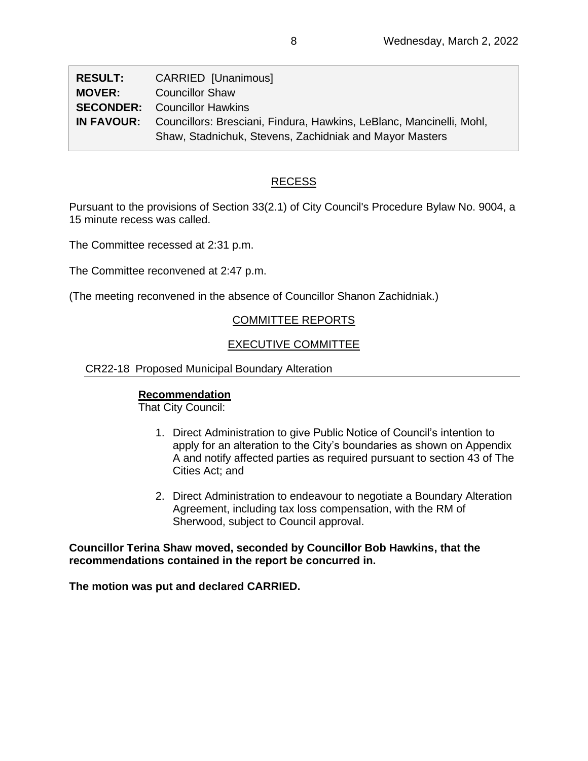| | |
|---|---|
| **RESULT:** | CARRIED [Unanimous] |
| **MOVER:** | Councillor Shaw |
| **SECONDER:** | Councillor Hawkins |
| **IN FAVOUR:** | Councillors: Bresciani, Findura, Hawkins, LeBlanc, Mancinelli, Mohl, Shaw, Stadnichuk, Stevens, Zachidniak and Mayor Masters |

## RECESS

Pursuant to the provisions of Section 33(2.1) of City Council's Procedure Bylaw No. 9004, a 15 minute recess was called.

The Committee recessed at 2:31 p.m.

The Committee reconvened at 2:47 p.m.

(The meeting reconvened in the absence of Councillor Shanon Zachidniak.)

## COMMITTEE REPORTS

## EXECUTIVE COMMITTEE

### CR22-18 Proposed Municipal Boundary Alteration

**Recommendation**

That City Council:

1. Direct Administration to give Public Notice of Council's intention to apply for an alteration to the City's boundaries as shown on Appendix A and notify affected parties as required pursuant to section 43 of The Cities Act; and

2. Direct Administration to endeavour to negotiate a Boundary Alteration Agreement, including tax loss compensation, with the RM of Sherwood, subject to Council approval.

**Councillor Terina Shaw moved, seconded by Councillor Bob Hawkins, that the recommendations contained in the report be concurred in.**

**The motion was put and declared CARRIED.**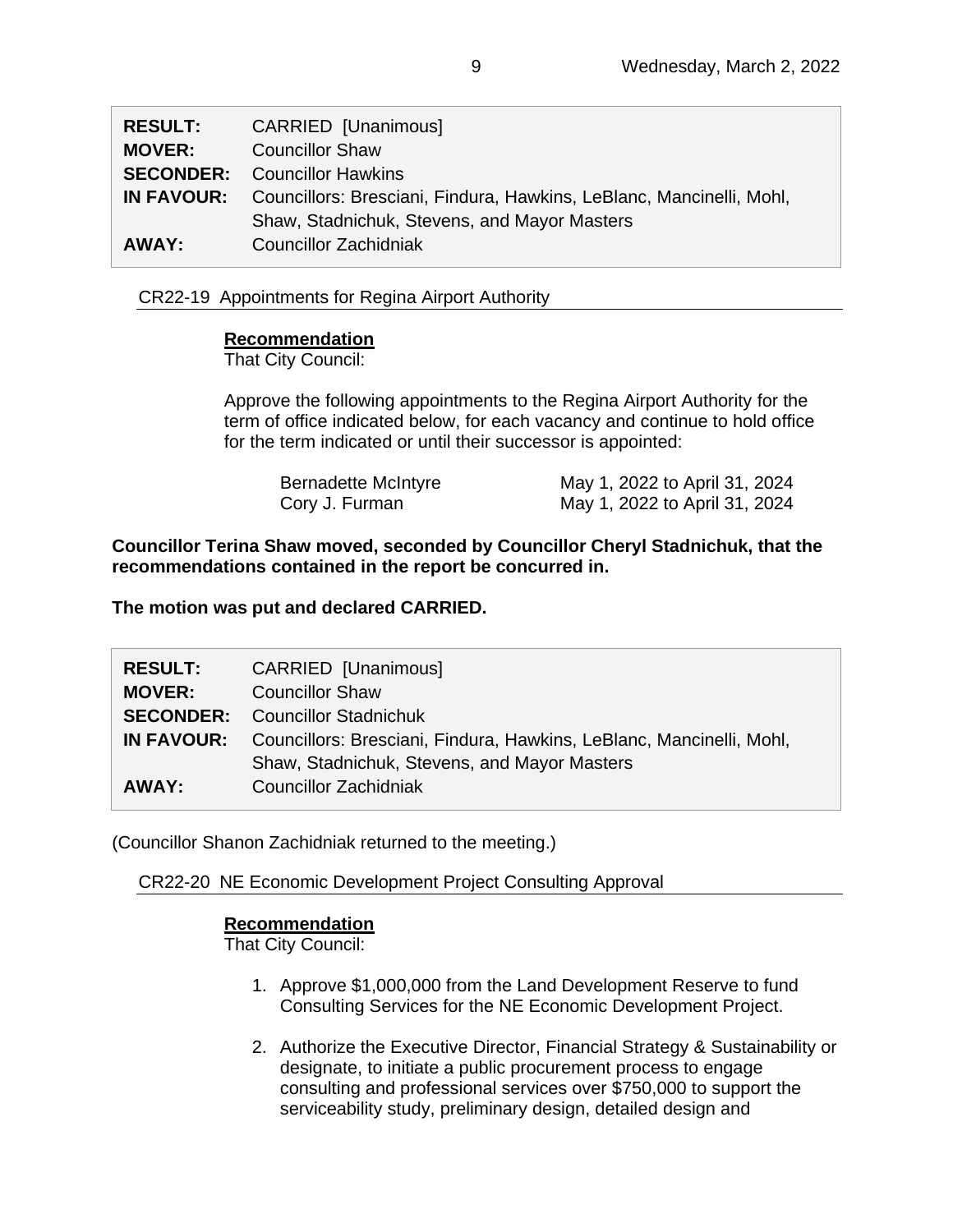| | |
|---|---|
| **RESULT:** | CARRIED [Unanimous] |
| **MOVER:** | Councillor Shaw |
| **SECONDER:** | Councillor Hawkins |
| **IN FAVOUR:** | Councillors: Bresciani, Findura, Hawkins, LeBlanc, Mancinelli, Mohl, Shaw, Stadnichuk, Stevens, and Mayor Masters |
| **AWAY:** | Councillor Zachidniak |

CR22-19 Appointments for Regina Airport Authority

**Recommendation**
That City Council:

Approve the following appointments to the Regina Airport Authority for the term of office indicated below, for each vacancy and continue to hold office for the term indicated or until their successor is appointed:

| | |
|---|---|
| Bernadette McIntyre | May 1, 2022 to April 31, 2024 |
| Cory J. Furman | May 1, 2022 to April 31, 2024 |

**Councillor Terina Shaw moved, seconded by Councillor Cheryl Stadnichuk, that the recommendations contained in the report be concurred in.**

**The motion was put and declared CARRIED.**

| | |
|---|---|
| **RESULT:** | CARRIED [Unanimous] |
| **MOVER:** | Councillor Shaw |
| **SECONDER:** | Councillor Stadnichuk |
| **IN FAVOUR:** | Councillors: Bresciani, Findura, Hawkins, LeBlanc, Mancinelli, Mohl, Shaw, Stadnichuk, Stevens, and Mayor Masters |
| **AWAY:** | Councillor Zachidniak |

(Councillor Shanon Zachidniak returned to the meeting.)

CR22-20 NE Economic Development Project Consulting Approval

**Recommendation**
That City Council:

1. Approve $1,000,000 from the Land Development Reserve to fund Consulting Services for the NE Economic Development Project.

2. Authorize the Executive Director, Financial Strategy & Sustainability or designate, to initiate a public procurement process to engage consulting and professional services over $750,000 to support the serviceability study, preliminary design, detailed design and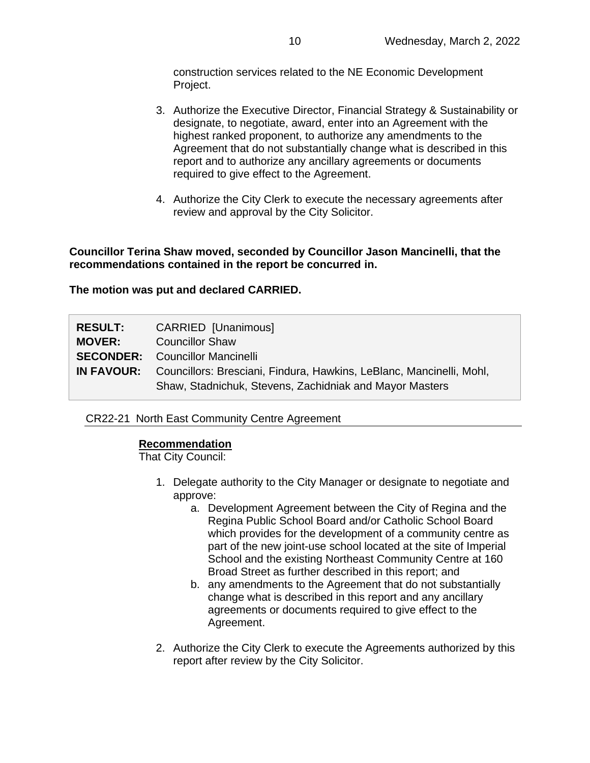construction services related to the NE Economic Development Project.

3. Authorize the Executive Director, Financial Strategy & Sustainability or designate, to negotiate, award, enter into an Agreement with the highest ranked proponent, to authorize any amendments to the Agreement that do not substantially change what is described in this report and to authorize any ancillary agreements or documents required to give effect to the Agreement.

4. Authorize the City Clerk to execute the necessary agreements after review and approval by the City Solicitor.

**Councillor Terina Shaw moved, seconded by Councillor Jason Mancinelli, that the recommendations contained in the report be concurred in.**

**The motion was put and declared CARRIED.**

| | |
|---|---|
| **RESULT:** | CARRIED [Unanimous] |
| **MOVER:** | Councillor Shaw |
| **SECONDER:** | Councillor Mancinelli |
| **IN FAVOUR:** | Councillors: Bresciani, Findura, Hawkins, LeBlanc, Mancinelli, Mohl, Shaw, Stadnichuk, Stevens, Zachidniak and Mayor Masters |

## CR22-21 North East Community Centre Agreement

**Recommendation**
That City Council:

1. Delegate authority to the City Manager or designate to negotiate and approve:
   a. Development Agreement between the City of Regina and the Regina Public School Board and/or Catholic School Board which provides for the development of a community centre as part of the new joint-use school located at the site of Imperial School and the existing Northeast Community Centre at 160 Broad Street as further described in this report; and
   b. any amendments to the Agreement that do not substantially change what is described in this report and any ancillary agreements or documents required to give effect to the Agreement.

2. Authorize the City Clerk to execute the Agreements authorized by this report after review by the City Solicitor.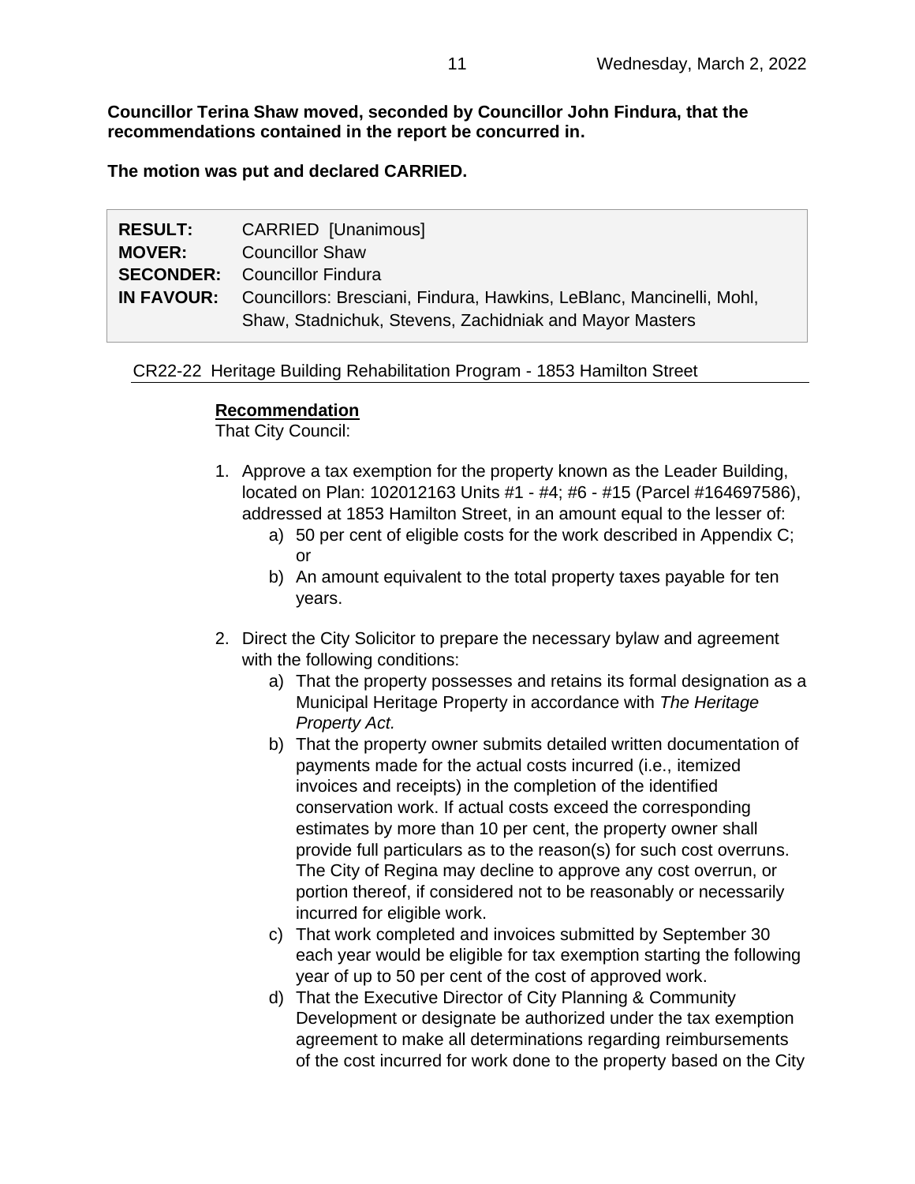**Councillor Terina Shaw moved, seconded by Councillor John Findura, that the recommendations contained in the report be concurred in.**

**The motion was put and declared CARRIED.**

| | |
|---|---|
| **RESULT:** | CARRIED [Unanimous] |
| **MOVER:** | Councillor Shaw |
| **SECONDER:** | Councillor Findura |
| **IN FAVOUR:** | Councillors: Bresciani, Findura, Hawkins, LeBlanc, Mancinelli, Mohl, Shaw, Stadnichuk, Stevens, Zachidniak and Mayor Masters |

### CR22-22 Heritage Building Rehabilitation Program - 1853 Hamilton Street

**Recommendation**

That City Council:

1. Approve a tax exemption for the property known as the Leader Building, located on Plan: 102012163 Units #1 - #4; #6 - #15 (Parcel #164697586), addressed at 1853 Hamilton Street, in an amount equal to the lesser of:
   a) 50 per cent of eligible costs for the work described in Appendix C; or
   b) An amount equivalent to the total property taxes payable for ten years.

2. Direct the City Solicitor to prepare the necessary bylaw and agreement with the following conditions:
   a) That the property possesses and retains its formal designation as a Municipal Heritage Property in accordance with *The Heritage Property Act.*
   b) That the property owner submits detailed written documentation of payments made for the actual costs incurred (i.e., itemized invoices and receipts) in the completion of the identified conservation work. If actual costs exceed the corresponding estimates by more than 10 per cent, the property owner shall provide full particulars as to the reason(s) for such cost overruns. The City of Regina may decline to approve any cost overrun, or portion thereof, if considered not to be reasonably or necessarily incurred for eligible work.
   c) That work completed and invoices submitted by September 30 each year would be eligible for tax exemption starting the following year of up to 50 per cent of the cost of approved work.
   d) That the Executive Director of City Planning & Community Development or designate be authorized under the tax exemption agreement to make all determinations regarding reimbursements of the cost incurred for work done to the property based on the City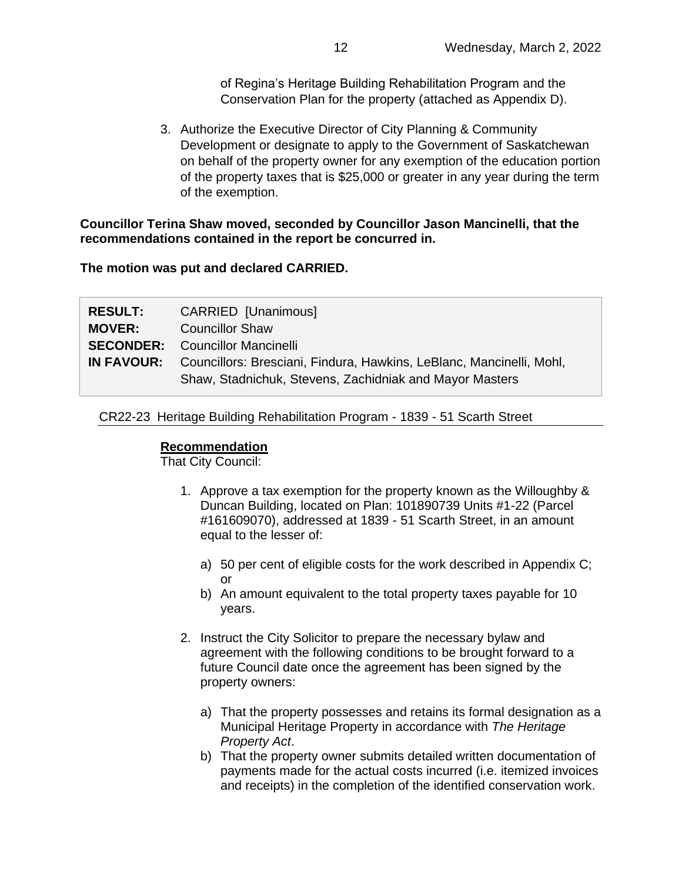of Regina's Heritage Building Rehabilitation Program and the Conservation Plan for the property (attached as Appendix D).

3. Authorize the Executive Director of City Planning & Community Development or designate to apply to the Government of Saskatchewan on behalf of the property owner for any exemption of the education portion of the property taxes that is $25,000 or greater in any year during the term of the exemption.

**Councillor Terina Shaw moved, seconded by Councillor Jason Mancinelli, that the recommendations contained in the report be concurred in.**

**The motion was put and declared CARRIED.**

| | |
|---|---|
| **RESULT:** | CARRIED [Unanimous] |
| **MOVER:** | Councillor Shaw |
| **SECONDER:** | Councillor Mancinelli |
| **IN FAVOUR:** | Councillors: Bresciani, Findura, Hawkins, LeBlanc, Mancinelli, Mohl, Shaw, Stadnichuk, Stevens, Zachidniak and Mayor Masters |

CR22-23 Heritage Building Rehabilitation Program - 1839 - 51 Scarth Street

**Recommendation**

That City Council:

1. Approve a tax exemption for the property known as the Willoughby & Duncan Building, located on Plan: 101890739 Units #1-22 (Parcel #161609070), addressed at 1839 - 51 Scarth Street, in an amount equal to the lesser of:

   a) 50 per cent of eligible costs for the work described in Appendix C; or
   b) An amount equivalent to the total property taxes payable for 10 years.

2. Instruct the City Solicitor to prepare the necessary bylaw and agreement with the following conditions to be brought forward to a future Council date once the agreement has been signed by the property owners:

   a) That the property possesses and retains its formal designation as a Municipal Heritage Property in accordance with *The Heritage Property Act*.
   b) That the property owner submits detailed written documentation of payments made for the actual costs incurred (i.e. itemized invoices and receipts) in the completion of the identified conservation work.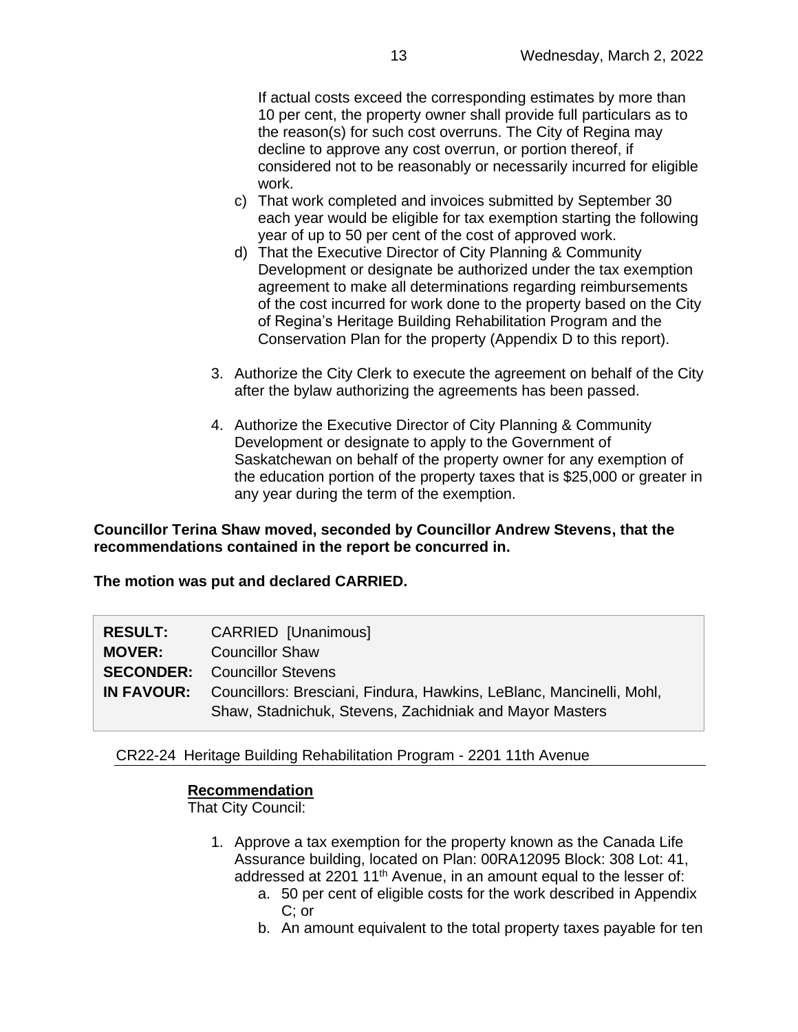If actual costs exceed the corresponding estimates by more than 10 per cent, the property owner shall provide full particulars as to the reason(s) for such cost overruns. The City of Regina may decline to approve any cost overrun, or portion thereof, if considered not to be reasonably or necessarily incurred for eligible work.

   c) That work completed and invoices submitted by September 30 each year would be eligible for tax exemption starting the following year of up to 50 per cent of the cost of approved work.
   d) That the Executive Director of City Planning & Community Development or designate be authorized under the tax exemption agreement to make all determinations regarding reimbursements of the cost incurred for work done to the property based on the City of Regina's Heritage Building Rehabilitation Program and the Conservation Plan for the property (Appendix D to this report).

3. Authorize the City Clerk to execute the agreement on behalf of the City after the bylaw authorizing the agreements has been passed.

4. Authorize the Executive Director of City Planning & Community Development or designate to apply to the Government of Saskatchewan on behalf of the property owner for any exemption of the education portion of the property taxes that is $25,000 or greater in any year during the term of the exemption.

**Councillor Terina Shaw moved, seconded by Councillor Andrew Stevens, that the recommendations contained in the report be concurred in.**

**The motion was put and declared CARRIED.**

| | |
|---|---|
| **RESULT:** | CARRIED [Unanimous] |
| **MOVER:** | Councillor Shaw |
| **SECONDER:** | Councillor Stevens |
| **IN FAVOUR:** | Councillors: Bresciani, Findura, Hawkins, LeBlanc, Mancinelli, Mohl, Shaw, Stadnichuk, Stevens, Zachidniak and Mayor Masters |

## CR22-24 Heritage Building Rehabilitation Program - 2201 11th Avenue

**Recommendation**

That City Council:

1. Approve a tax exemption for the property known as the Canada Life Assurance building, located on Plan: 00RA12095 Block: 308 Lot: 41, addressed at 2201 11th Avenue, in an amount equal to the lesser of:
   a. 50 per cent of eligible costs for the work described in Appendix C; or
   b. An amount equivalent to the total property taxes payable for ten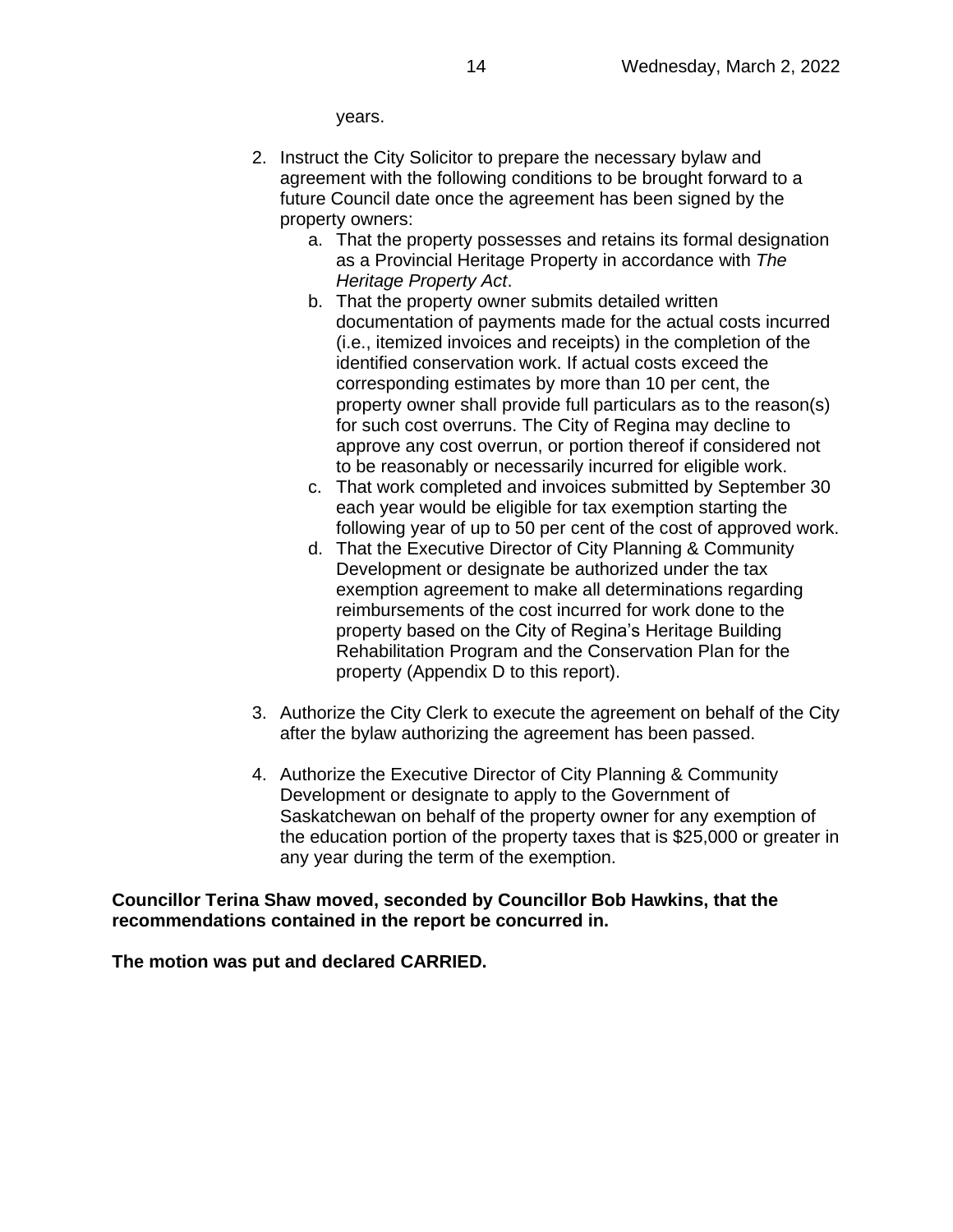years.

2. Instruct the City Solicitor to prepare the necessary bylaw and agreement with the following conditions to be brought forward to a future Council date once the agreement has been signed by the property owners:
    a. That the property possesses and retains its formal designation as a Provincial Heritage Property in accordance with *The Heritage Property Act*.
    b. That the property owner submits detailed written documentation of payments made for the actual costs incurred (i.e., itemized invoices and receipts) in the completion of the identified conservation work. If actual costs exceed the corresponding estimates by more than 10 per cent, the property owner shall provide full particulars as to the reason(s) for such cost overruns. The City of Regina may decline to approve any cost overrun, or portion thereof if considered not to be reasonably or necessarily incurred for eligible work.
    c. That work completed and invoices submitted by September 30 each year would be eligible for tax exemption starting the following year of up to 50 per cent of the cost of approved work.
    d. That the Executive Director of City Planning & Community Development or designate be authorized under the tax exemption agreement to make all determinations regarding reimbursements of the cost incurred for work done to the property based on the City of Regina's Heritage Building Rehabilitation Program and the Conservation Plan for the property (Appendix D to this report).

3. Authorize the City Clerk to execute the agreement on behalf of the City after the bylaw authorizing the agreement has been passed.

4. Authorize the Executive Director of City Planning & Community Development or designate to apply to the Government of Saskatchewan on behalf of the property owner for any exemption of the education portion of the property taxes that is $25,000 or greater in any year during the term of the exemption.

**Councillor Terina Shaw moved, seconded by Councillor Bob Hawkins, that the recommendations contained in the report be concurred in.**

**The motion was put and declared CARRIED.**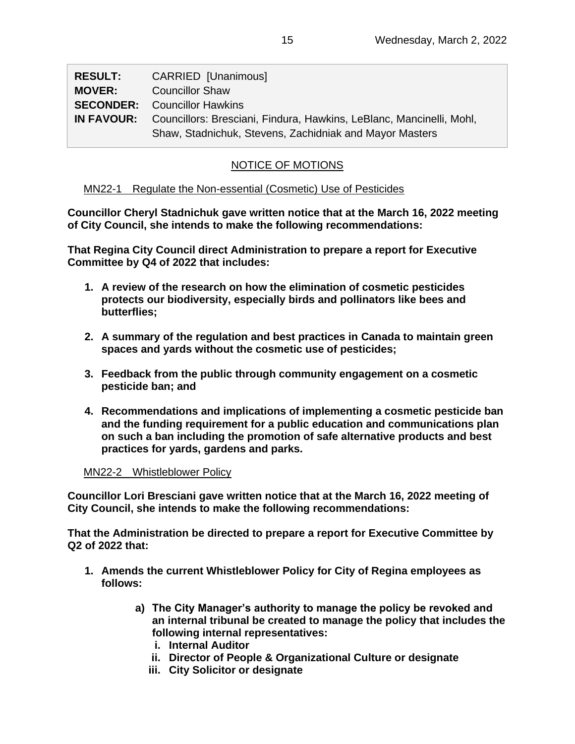| | |
|---|---|
| **RESULT:** | CARRIED [Unanimous] |
| **MOVER:** | Councillor Shaw |
| **SECONDER:** | Councillor Hawkins |
| **IN FAVOUR:** | Councillors: Bresciani, Findura, Hawkins, LeBlanc, Mancinelli, Mohl, Shaw, Stadnichuk, Stevens, Zachidniak and Mayor Masters |

## NOTICE OF MOTIONS

### MN22-1 Regulate the Non-essential (Cosmetic) Use of Pesticides

**Councillor Cheryl Stadnichuk gave written notice that at the March 16, 2022 meeting of City Council, she intends to make the following recommendations:**

**That Regina City Council direct Administration to prepare a report for Executive Committee by Q4 of 2022 that includes:**

1. **A review of the research on how the elimination of cosmetic pesticides protects our biodiversity, especially birds and pollinators like bees and butterflies;**
2. **A summary of the regulation and best practices in Canada to maintain green spaces and yards without the cosmetic use of pesticides;**
3. **Feedback from the public through community engagement on a cosmetic pesticide ban; and**
4. **Recommendations and implications of implementing a cosmetic pesticide ban and the funding requirement for a public education and communications plan on such a ban including the promotion of safe alternative products and best practices for yards, gardens and parks.**

### MN22-2 Whistleblower Policy

**Councillor Lori Bresciani gave written notice that at the March 16, 2022 meeting of City Council, she intends to make the following recommendations:**

**That the Administration be directed to prepare a report for Executive Committee by Q2 of 2022 that:**

1. **Amends the current Whistleblower Policy for City of Regina employees as follows:**
   - **a) The City Manager's authority to manage the policy be revoked and an internal tribunal be created to manage the policy that includes the following internal representatives:**
     - **i. Internal Auditor**
     - **ii. Director of People & Organizational Culture or designate**
     - **iii. City Solicitor or designate**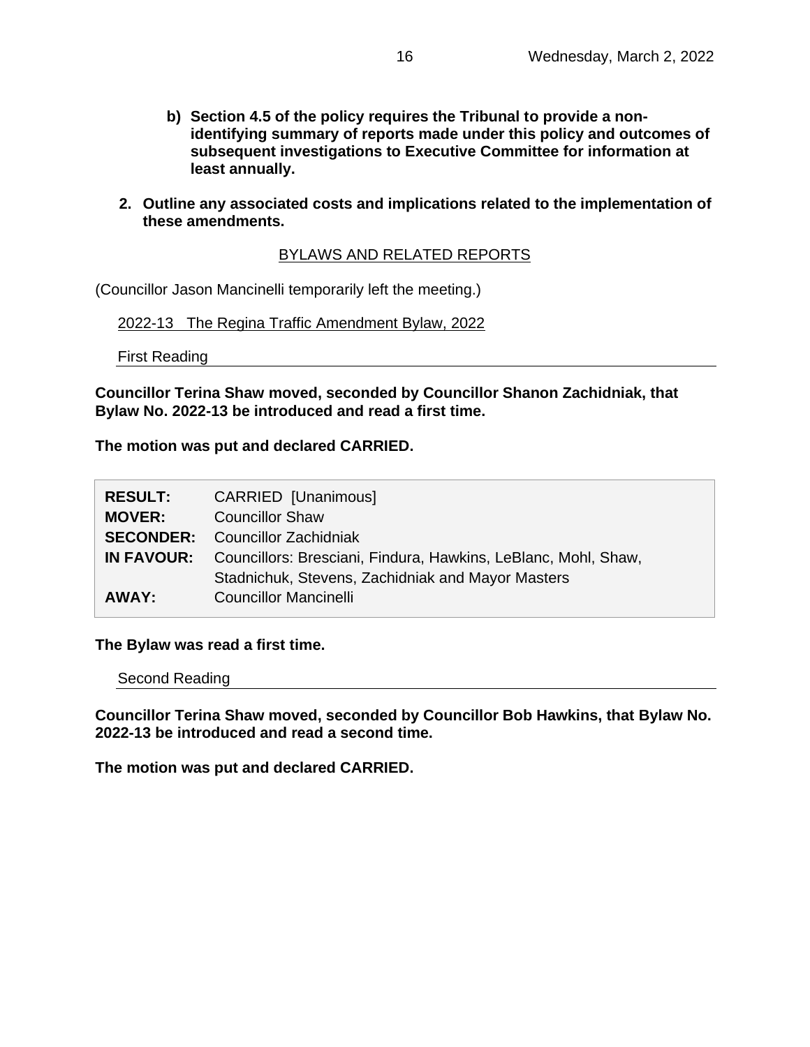**b) Section 4.5 of the policy requires the Tribunal to provide a non-identifying summary of reports made under this policy and outcomes of subsequent investigations to Executive Committee for information at least annually.**

**2. Outline any associated costs and implications related to the implementation of these amendments.**

## BYLAWS AND RELATED REPORTS

(Councillor Jason Mancinelli temporarily left the meeting.)

### 2022-13 The Regina Traffic Amendment Bylaw, 2022

#### First Reading

**Councillor Terina Shaw moved, seconded by Councillor Shanon Zachidniak, that Bylaw No. 2022-13 be introduced and read a first time.**

**The motion was put and declared CARRIED.**

| | |
|---|---|
| **RESULT:** | CARRIED [Unanimous] |
| **MOVER:** | Councillor Shaw |
| **SECONDER:** | Councillor Zachidniak |
| **IN FAVOUR:** | Councillors: Bresciani, Findura, Hawkins, LeBlanc, Mohl, Shaw, Stadnichuk, Stevens, Zachidniak and Mayor Masters |
| **AWAY:** | Councillor Mancinelli |

**The Bylaw was read a first time.**

#### Second Reading

**Councillor Terina Shaw moved, seconded by Councillor Bob Hawkins, that Bylaw No. 2022-13 be introduced and read a second time.**

**The motion was put and declared CARRIED.**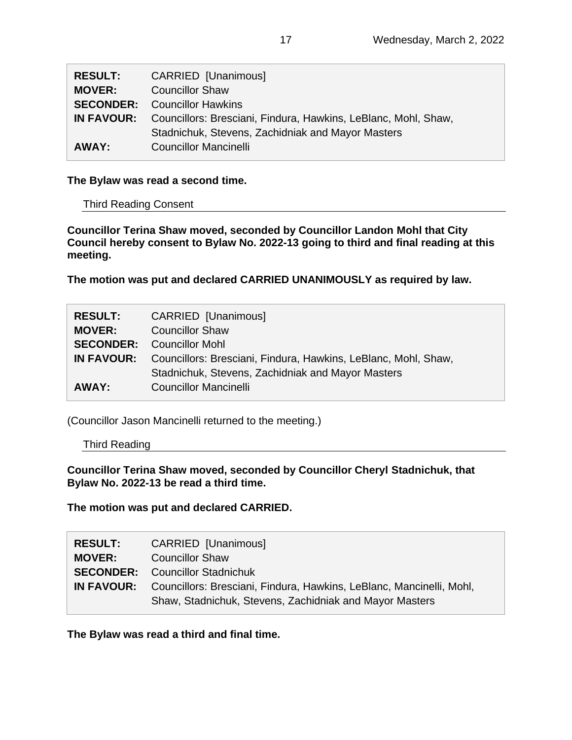| | |
|---|---|
| **RESULT:** | CARRIED [Unanimous] |
| **MOVER:** | Councillor Shaw |
| **SECONDER:** | Councillor Hawkins |
| **IN FAVOUR:** | Councillors: Bresciani, Findura, Hawkins, LeBlanc, Mohl, Shaw, Stadnichuk, Stevens, Zachidniak and Mayor Masters |
| **AWAY:** | Councillor Mancinelli |

**The Bylaw was read a second time.**

Third Reading Consent

**Councillor Terina Shaw moved, seconded by Councillor Landon Mohl that City Council hereby consent to Bylaw No. 2022-13 going to third and final reading at this meeting.**

**The motion was put and declared CARRIED UNANIMOUSLY as required by law.**

| | |
|---|---|
| **RESULT:** | CARRIED [Unanimous] |
| **MOVER:** | Councillor Shaw |
| **SECONDER:** | Councillor Mohl |
| **IN FAVOUR:** | Councillors: Bresciani, Findura, Hawkins, LeBlanc, Mohl, Shaw, Stadnichuk, Stevens, Zachidniak and Mayor Masters |
| **AWAY:** | Councillor Mancinelli |

(Councillor Jason Mancinelli returned to the meeting.)

Third Reading

**Councillor Terina Shaw moved, seconded by Councillor Cheryl Stadnichuk, that Bylaw No. 2022-13 be read a third time.**

**The motion was put and declared CARRIED.**

| | |
|---|---|
| **RESULT:** | CARRIED [Unanimous] |
| **MOVER:** | Councillor Shaw |
| **SECONDER:** | Councillor Stadnichuk |
| **IN FAVOUR:** | Councillors: Bresciani, Findura, Hawkins, LeBlanc, Mancinelli, Mohl, Shaw, Stadnichuk, Stevens, Zachidniak and Mayor Masters |

**The Bylaw was read a third and final time.**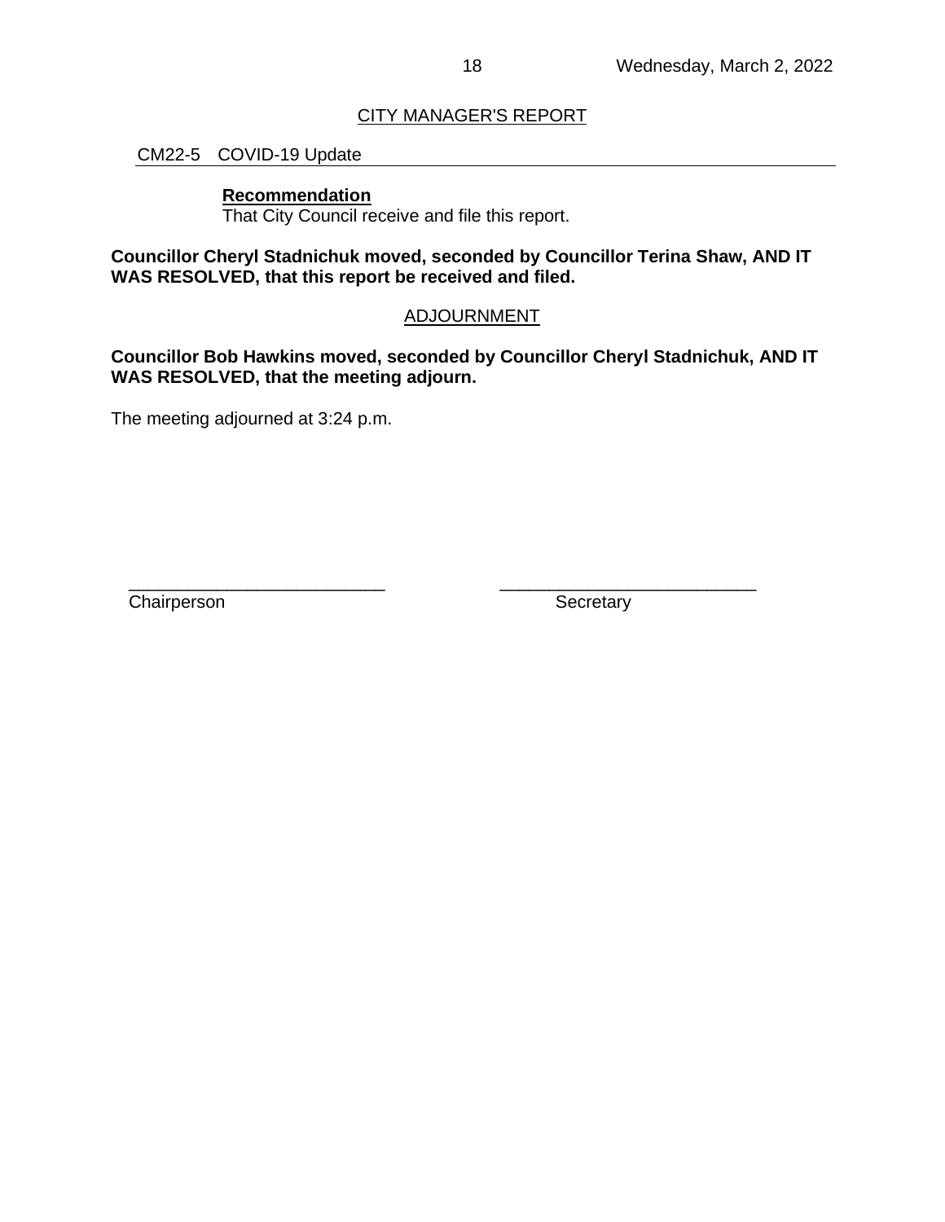## CITY MANAGER'S REPORT

CM22-5 COVID-19 Update

**Recommendation**
That City Council receive and file this report.

**Councillor Cheryl Stadnichuk moved, seconded by Councillor Terina Shaw, AND IT WAS RESOLVED, that this report be received and filed.**

## ADJOURNMENT

**Councillor Bob Hawkins moved, seconded by Councillor Cheryl Stadnichuk, AND IT WAS RESOLVED, that the meeting adjourn.**

The meeting adjourned at 3:24 p.m.

___________________________ ___________________________
Chairperson Secretary